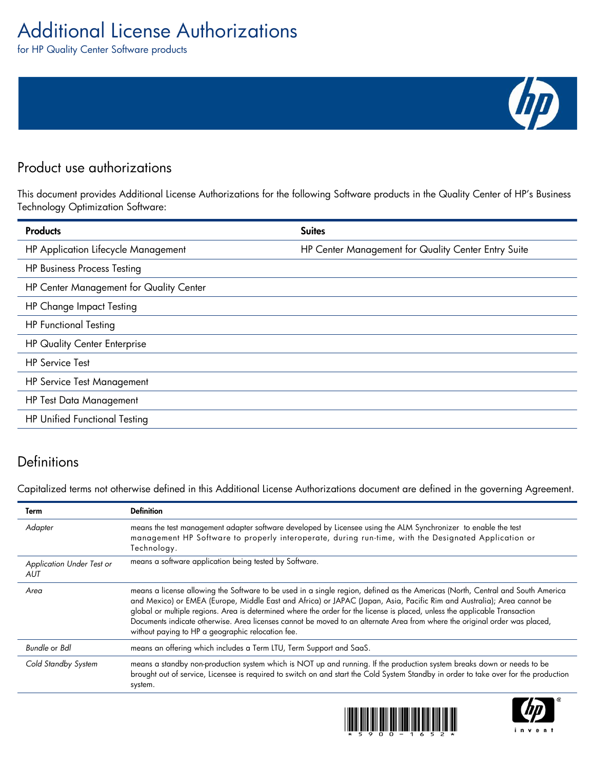# Additional License Authorizations

for HP Quality Center Software products

## Product use authorizations

This document provides Additional License Authorizations for the following Software products in the Quality Center of HP's Business Technology Optimization Software:

| Products | Suites |
|---|---|
| HP Application Lifecycle Management | HP Center Management for Quality Center Entry Suite |
| HP Business Process Testing | |
| HP Center Management for Quality Center | |
| HP Change Impact Testing | |
| HP Functional Testing | |
| HP Quality Center Enterprise | |
| HP Service Test | |
| HP Service Test Management | |
| HP Test Data Management | |
| HP Unified Functional Testing | |

## Definitions

Capitalized terms not otherwise defined in this Additional License Authorizations document are defined in the governing Agreement.

| Term | Definition |
|---|---|
| *Adapter* | means the test management adapter software developed by Licensee using the ALM Synchronizer to enable the test management HP Software to properly interoperate, during run-time, with the Designated Application or Technology. |
| *Application Under Test or AUT* | means a software application being tested by Software. |
| *Area* | means a license allowing the Software to be used in a single region, defined as the Americas (North, Central and South America and Mexico) or EMEA (Europe, Middle East and Africa) or JAPAC (Japan, Asia, Pacific Rim and Australia); Area cannot be global or multiple regions. Area is determined where the order for the license is placed, unless the applicable Transaction Documents indicate otherwise. Area licenses cannot be moved to an alternate Area from where the original order was placed, without paying to HP a geographic relocation fee. |
| *Bundle* or *Bdl* | means an offering which includes a Term LTU, Term Support and SaaS. |
| *Cold Standby System* | means a standby non-production system which is NOT up and running. If the production system breaks down or needs to be brought out of service, Licensee is required to switch on and start the Cold System Standby in order to take over for the production system. |

*5900-1652*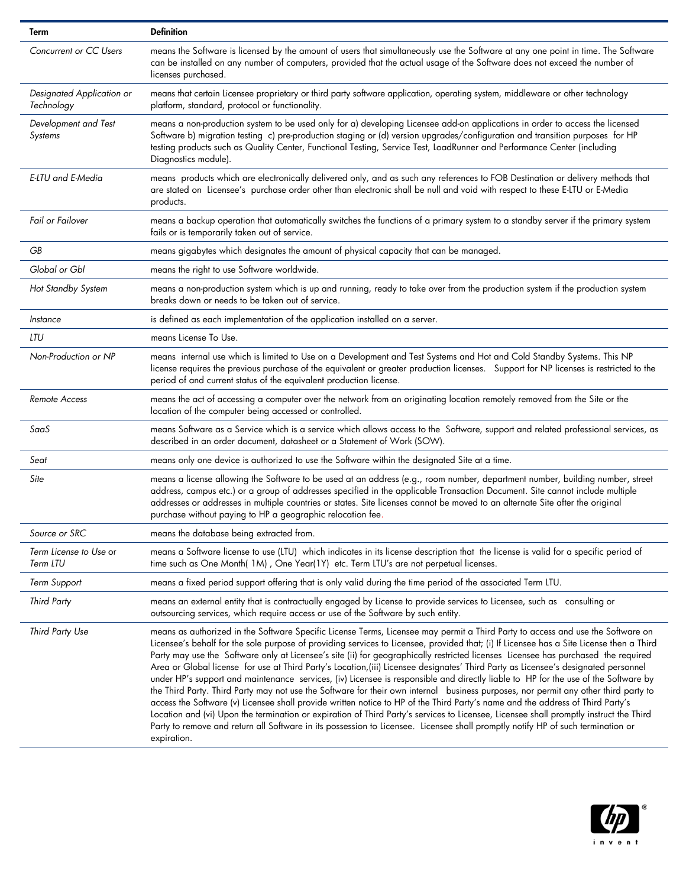| Term | Definition |
|---|---|
| *Concurrent or CC Users* | means the Software is licensed by the amount of users that simultaneously use the Software at any one point in time. The Software can be installed on any number of computers, provided that the actual usage of the Software does not exceed the number of licenses purchased. |
| *Designated Application or Technology* | means that certain Licensee proprietary or third party software application, operating system, middleware or other technology platform, standard, protocol or functionality. |
| *Development and Test Systems* | means a non-production system to be used only for a) developing Licensee add-on applications in order to access the licensed Software b) migration testing c) pre-production staging or (d) version upgrades/configuration and transition purposes for HP testing products such as Quality Center, Functional Testing, Service Test, LoadRunner and Performance Center (including Diagnostics module). |
| *E-LTU and E-Media* | means products which are electronically delivered only, and as such any references to FOB Destination or delivery methods that are stated on Licensee's purchase order other than electronic shall be null and void with respect to these E-LTU or E-Media products. |
| *Fail or Failover* | means a backup operation that automatically switches the functions of a primary system to a standby server if the primary system fails or is temporarily taken out of service. |
| *GB* | means gigabytes which designates the amount of physical capacity that can be managed. |
| *Global or Gbl* | means the right to use Software worldwide. |
| *Hot Standby System* | means a non-production system which is up and running, ready to take over from the production system if the production system breaks down or needs to be taken out of service. |
| *Instance* | is defined as each implementation of the application installed on a server. |
| *LTU* | means License To Use. |
| *Non-Production or NP* | means internal use which is limited to Use on a Development and Test Systems and Hot and Cold Standby Systems. This NP license requires the previous purchase of the equivalent or greater production licenses. Support for NP licenses is restricted to the period of and current status of the equivalent production license. |
| *Remote Access* | means the act of accessing a computer over the network from an originating location remotely removed from the Site or the location of the computer being accessed or controlled. |
| *SaaS* | means Software as a Service which is a service which allows access to the Software, support and related professional services, as described in an order document, datasheet or a Statement of Work (SOW). |
| *Seat* | means only one device is authorized to use the Software within the designated Site at a time. |
| *Site* | means a license allowing the Software to be used at an address (e.g., room number, department number, building number, street address, campus etc.) or a group of addresses specified in the applicable Transaction Document. Site cannot include multiple addresses or addresses in multiple countries or states. Site licenses cannot be moved to an alternate Site after the original purchase without paying to HP a geographic relocation fee. |
| *Source or SRC* | means the database being extracted from. |
| *Term License to Use or Term LTU* | means a Software license to use (LTU) which indicates in its license description that the license is valid for a specific period of time such as One Month( 1M) , One Year(1Y) etc. Term LTU's are not perpetual licenses. |
| *Term Support* | means a fixed period support offering that is only valid during the time period of the associated Term LTU. |
| *Third Party* | means an external entity that is contractually engaged by License to provide services to Licensee, such as consulting or outsourcing services, which require access or use of the Software by such entity. |
| *Third Party Use* | means as authorized in the Software Specific License Terms, Licensee may permit a Third Party to access and use the Software on Licensee's behalf for the sole purpose of providing services to Licensee, provided that; (i) If Licensee has a Site License then a Third Party may use the Software only at Licensee's site (ii) for geographically restricted licenses Licensee has purchased the required Area or Global license for use at Third Party's Location,(iii) Licensee designates' Third Party as Licensee's designated personnel under HP's support and maintenance services, (iv) Licensee is responsible and directly liable to HP for the use of the Software by the Third Party. Third Party may not use the Software for their own internal business purposes, nor permit any other third party to access the Software (v) Licensee shall provide written notice to HP of the Third Party's name and the address of Third Party's Location and (vi) Upon the termination or expiration of Third Party's services to Licensee, Licensee shall promptly instruct the Third Party to remove and return all Software in its possession to Licensee. Licensee shall promptly notify HP of such termination or expiration. |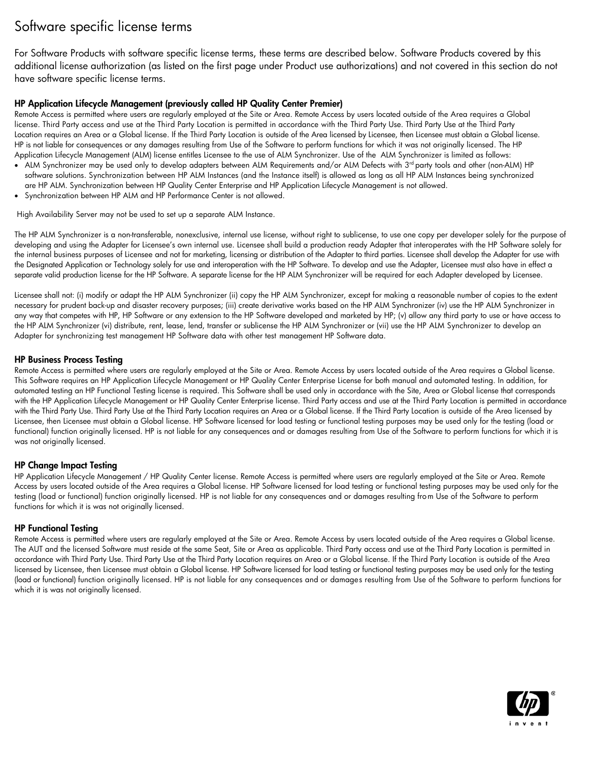# Software specific license terms

For Software Products with software specific license terms, these terms are described below. Software Products covered by this additional license authorization (as listed on the first page under Product use authorizations) and not covered in this section do not have software specific license terms.

### HP Application Lifecycle Management (previously called HP Quality Center Premier)

Remote Access is permitted where users are regularly employed at the Site or Area. Remote Access by users located outside of the Area requires a Global license. Third Party access and use at the Third Party Location is permitted in accordance with the Third Party Use. Third Party Use at the Third Party Location requires an Area or a Global license. If the Third Party Location is outside of the Area licensed by Licensee, then Licensee must obtain a Global license. HP is not liable for consequences or any damages resulting from Use of the Software to perform functions for which it was not originally licensed. The HP Application Lifecycle Management (ALM) license entitles Licensee to the use of ALM Synchronizer. Use of the ALM Synchronizer is limited as follows:

- ALM Synchronizer may be used only to develop adapters between ALM Requirements and/or ALM Defects with 3rd party tools and other (non-ALM) HP software solutions. Synchronization between HP ALM Instances (and the Instance itself) is allowed as long as all HP ALM Instances being synchronized are HP ALM. Synchronization between HP Quality Center Enterprise and HP Application Lifecycle Management is not allowed.
- Synchronization between HP ALM and HP Performance Center is not allowed.

High Availability Server may not be used to set up a separate ALM Instance.

The HP ALM Synchronizer is a non-transferable, nonexclusive, internal use license, without right to sublicense, to use one copy per developer solely for the purpose of developing and using the Adapter for Licensee's own internal use. Licensee shall build a production ready Adapter that interoperates with the HP Software solely for the internal business purposes of Licensee and not for marketing, licensing or distribution of the Adapter to third parties. Licensee shall develop the Adapter for use with the Designated Application or Technology solely for use and interoperation with the HP Software. To develop and use the Adapter, Licensee must also have in effect a separate valid production license for the HP Software. A separate license for the HP ALM Synchronizer will be required for each Adapter developed by Licensee.

Licensee shall not: (i) modify or adapt the HP ALM Synchronizer (ii) copy the HP ALM Synchronizer, except for making a reasonable number of copies to the extent necessary for prudent back-up and disaster recovery purposes; (iii) create derivative works based on the HP ALM Synchronizer (iv) use the HP ALM Synchronizer in any way that competes with HP, HP Software or any extension to the HP Software developed and marketed by HP; (v) allow any third party to use or have access to the HP ALM Synchronizer (vi) distribute, rent, lease, lend, transfer or sublicense the HP ALM Synchronizer or (vii) use the HP ALM Synchronizer to develop an Adapter for synchronizing test management HP Software data with other test management HP Software data.

### HP Business Process Testing

Remote Access is permitted where users are regularly employed at the Site or Area. Remote Access by users located outside of the Area requires a Global license. This Software requires an HP Application Lifecycle Management or HP Quality Center Enterprise License for both manual and automated testing. In addition, for automated testing an HP Functional Testing license is required. This Software shall be used only in accordance with the Site, Area or Global license that corresponds with the HP Application Lifecycle Management or HP Quality Center Enterprise license. Third Party access and use at the Third Party Location is permitted in accordance with the Third Party Use. Third Party Use at the Third Party Location requires an Area or a Global license. If the Third Party Location is outside of the Area licensed by Licensee, then Licensee must obtain a Global license. HP Software licensed for load testing or functional testing purposes may be used only for the testing (load or functional) function originally licensed. HP is not liable for any consequences and or damages resulting from Use of the Software to perform functions for which it is was not originally licensed.

### HP Change Impact Testing

HP Application Lifecycle Management / HP Quality Center license. Remote Access is permitted where users are regularly employed at the Site or Area. Remote Access by users located outside of the Area requires a Global license. HP Software licensed for load testing or functional testing purposes may be used only for the testing (load or functional) function originally licensed. HP is not liable for any consequences and or damages resulting from Use of the Software to perform functions for which it is was not originally licensed.

### HP Functional Testing

Remote Access is permitted where users are regularly employed at the Site or Area. Remote Access by users located outside of the Area requires a Global license. The AUT and the licensed Software must reside at the same Seat, Site or Area as applicable. Third Party access and use at the Third Party Location is permitted in accordance with Third Party Use. Third Party Use at the Third Party Location requires an Area or a Global license. If the Third Party Location is outside of the Area licensed by Licensee, then Licensee must obtain a Global license. HP Software licensed for load testing or functional testing purposes may be used only for the testing (load or functional) function originally licensed. HP is not liable for any consequences and or damages resulting from Use of the Software to perform functions for which it is was not originally licensed.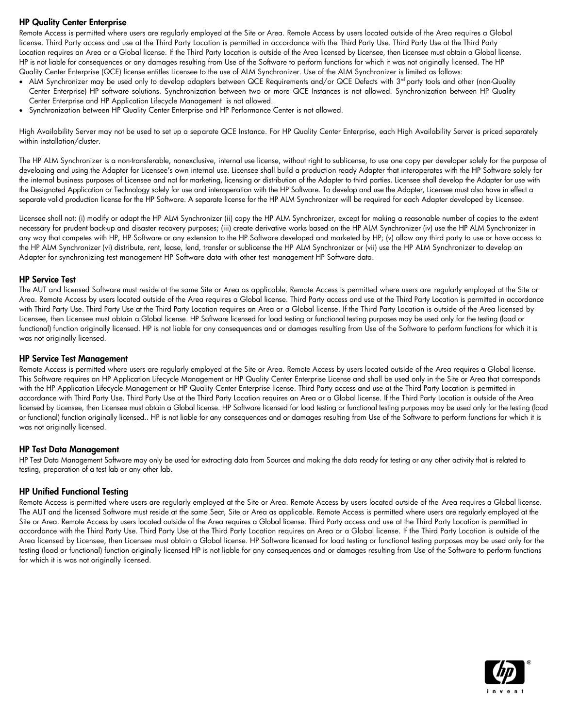## HP Quality Center Enterprise

Remote Access is permitted where users are regularly employed at the Site or Area. Remote Access by users located outside of the Area requires a Global license. Third Party access and use at the Third Party Location is permitted in accordance with the Third Party Use. Third Party Use at the Third Party Location requires an Area or a Global license. If the Third Party Location is outside of the Area licensed by Licensee, then Licensee must obtain a Global license. HP is not liable for consequences or any damages resulting from Use of the Software to perform functions for which it was not originally licensed. The HP Quality Center Enterprise (QCE) license entitles Licensee to the use of ALM Synchronizer. Use of the ALM Synchronizer is limited as follows:

- ALM Synchronizer may be used only to develop adapters between QCE Requirements and/or QCE Defects with 3rd party tools and other (non-Quality Center Enterprise) HP software solutions. Synchronization between two or more QCE Instances is not allowed. Synchronization between HP Quality Center Enterprise and HP Application Lifecycle Management is not allowed.
- Synchronization between HP Quality Center Enterprise and HP Performance Center is not allowed.

High Availability Server may not be used to set up a separate QCE Instance. For HP Quality Center Enterprise, each High Availability Server is priced separately within installation/cluster.

The HP ALM Synchronizer is a non-transferable, nonexclusive, internal use license, without right to sublicense, to use one copy per developer solely for the purpose of developing and using the Adapter for Licensee's own internal use. Licensee shall build a production ready Adapter that interoperates with the HP Software solely for the internal business purposes of Licensee and not for marketing, licensing or distribution of the Adapter to third parties. Licensee shall develop the Adapter for use with the Designated Application or Technology solely for use and interoperation with the HP Software. To develop and use the Adapter, Licensee must also have in effect a separate valid production license for the HP Software. A separate license for the HP ALM Synchronizer will be required for each Adapter developed by Licensee.

Licensee shall not: (i) modify or adapt the HP ALM Synchronizer (ii) copy the HP ALM Synchronizer, except for making a reasonable number of copies to the extent necessary for prudent back-up and disaster recovery purposes; (iii) create derivative works based on the HP ALM Synchronizer (iv) use the HP ALM Synchronizer in any way that competes with HP, HP Software or any extension to the HP Software developed and marketed by HP; (v) allow any third party to use or have access to the HP ALM Synchronizer (vi) distribute, rent, lease, lend, transfer or sublicense the HP ALM Synchronizer or (vii) use the HP ALM Synchronizer to develop an Adapter for synchronizing test management HP Software data with other test management HP Software data.

## HP Service Test

The AUT and licensed Software must reside at the same Site or Area as applicable. Remote Access is permitted where users are regularly employed at the Site or Area. Remote Access by users located outside of the Area requires a Global license. Third Party access and use at the Third Party Location is permitted in accordance with Third Party Use. Third Party Use at the Third Party Location requires an Area or a Global license. If the Third Party Location is outside of the Area licensed by Licensee, then Licensee must obtain a Global license. HP Software licensed for load testing or functional testing purposes may be used only for the testing (load or functional) function originally licensed. HP is not liable for any consequences and or damages resulting from Use of the Software to perform functions for which it is was not originally licensed.

## HP Service Test Management

Remote Access is permitted where users are regularly employed at the Site or Area. Remote Access by users located outside of the Area requires a Global license. This Software requires an HP Application Lifecycle Management or HP Quality Center Enterprise License and shall be used only in the Site or Area that corresponds with the HP Application Lifecycle Management or HP Quality Center Enterprise license. Third Party access and use at the Third Party Location is permitted in accordance with Third Party Use. Third Party Use at the Third Party Location requires an Area or a Global license. If the Third Party Location is outside of the Area licensed by Licensee, then Licensee must obtain a Global license. HP Software licensed for load testing or functional testing purposes may be used only for the testing (load or functional) function originally licensed.. HP is not liable for any consequences and or damages resulting from Use of the Software to perform functions for which it is was not originally licensed.

## HP Test Data Management

HP Test Data Management Software may only be used for extracting data from Sources and making the data ready for testing or any other activity that is related to testing, preparation of a test lab or any other lab.

## HP Unified Functional Testing

Remote Access is permitted where users are regularly employed at the Site or Area. Remote Access by users located outside of the Area requires a Global license. The AUT and the licensed Software must reside at the same Seat, Site or Area as applicable. Remote Access is permitted where users are regularly employed at the Site or Area. Remote Access by users located outside of the Area requires a Global license. Third Party access and use at the Third Party Location is permitted in accordance with the Third Party Use. Third Party Use at the Third Party Location requires an Area or a Global license. If the Third Party Location is outside of the Area licensed by Licensee, then Licensee must obtain a Global license. HP Software licensed for load testing or functional testing purposes may be used only for the testing (load or functional) function originally licensed HP is not liable for any consequences and or damages resulting from Use of the Software to perform functions for which it is was not originally licensed.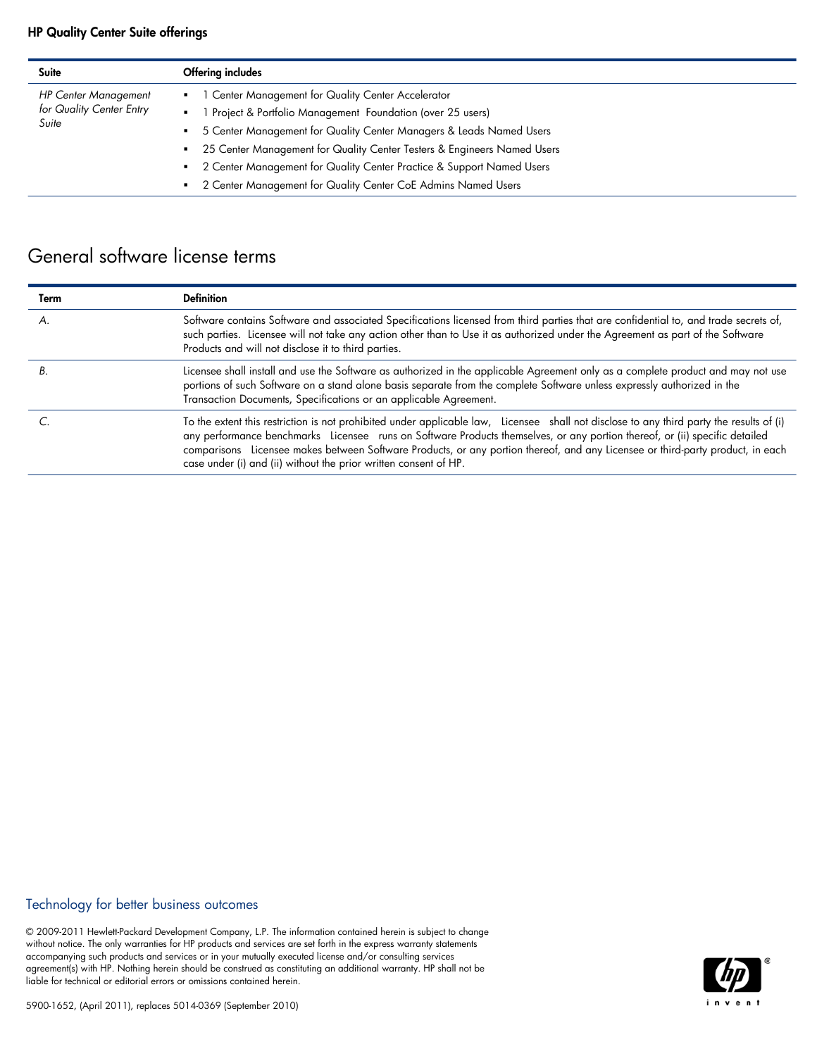**HP Quality Center Suite offerings**

| Suite | Offering includes |
|---|---|
| *HP Center Management for Quality Center Entry Suite* | ▪ 1 Center Management for Quality Center Accelerator<br>▪ 1 Project & Portfolio Management Foundation (over 25 users)<br>▪ 5 Center Management for Quality Center Managers & Leads Named Users<br>▪ 25 Center Management for Quality Center Testers & Engineers Named Users<br>▪ 2 Center Management for Quality Center Practice & Support Named Users<br>▪ 2 Center Management for Quality Center CoE Admins Named Users |

## General software license terms

| Term | Definition |
|---|---|
| *A.* | Software contains Software and associated Specifications licensed from third parties that are confidential to, and trade secrets of, such parties. Licensee will not take any action other than to Use it as authorized under the Agreement as part of the Software Products and will not disclose it to third parties. |
| *B.* | Licensee shall install and use the Software as authorized in the applicable Agreement only as a complete product and may not use portions of such Software on a stand alone basis separate from the complete Software unless expressly authorized in the Transaction Documents, Specifications or an applicable Agreement. |
| *C.* | To the extent this restriction is not prohibited under applicable law, Licensee shall not disclose to any third party the results of (i) any performance benchmarks Licensee runs on Software Products themselves, or any portion thereof, or (ii) specific detailed comparisons Licensee makes between Software Products, or any portion thereof, and any Licensee or third-party product, in each case under (i) and (ii) without the prior written consent of HP. |

Technology for better business outcomes

© 2009-2011 Hewlett-Packard Development Company, L.P. The information contained herein is subject to change without notice. The only warranties for HP products and services are set forth in the express warranty statements accompanying such products and services or in your mutually executed license and/or consulting services agreement(s) with HP. Nothing herein should be construed as constituting an additional warranty. HP shall not be liable for technical or editorial errors or omissions contained herein.

5900-1652, (April 2011), replaces 5014-0369 (September 2010)